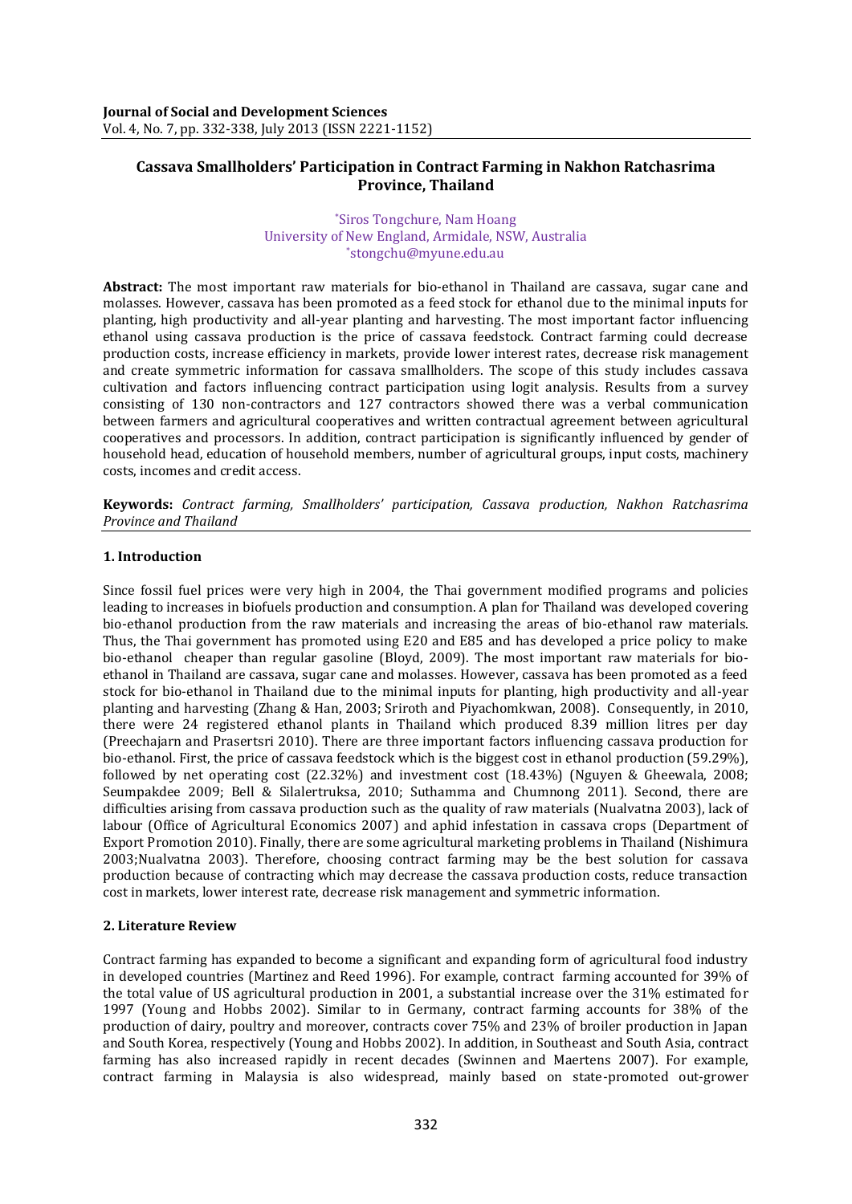# Cassava Smallholders' Participation in Contract Farming in Nakhon Ratchasrima Province, Thailand

*Siros Tongchure, Nam Hoang
University of New England, Armidale, NSW, Australia
*stongchu@myune.edu.au

**Abstract:** The most important raw materials for bio-ethanol in Thailand are cassava, sugar cane and molasses. However, cassava has been promoted as a feed stock for ethanol due to the minimal inputs for planting, high productivity and all-year planting and harvesting. The most important factor influencing ethanol using cassava production is the price of cassava feedstock. Contract farming could decrease production costs, increase efficiency in markets, provide lower interest rates, decrease risk management and create symmetric information for cassava smallholders. The scope of this study includes cassava cultivation and factors influencing contract participation using logit analysis. Results from a survey consisting of 130 non-contractors and 127 contractors showed there was a verbal communication between farmers and agricultural cooperatives and written contractual agreement between agricultural cooperatives and processors. In addition, contract participation is significantly influenced by gender of household head, education of household members, number of agricultural groups, input costs, machinery costs, incomes and credit access.

**Keywords:** *Contract farming, Smallholders' participation, Cassava production, Nakhon Ratchasrima Province and Thailand*

## 1. Introduction

Since fossil fuel prices were very high in 2004, the Thai government modified programs and policies leading to increases in biofuels production and consumption. A plan for Thailand was developed covering bio-ethanol production from the raw materials and increasing the areas of bio-ethanol raw materials. Thus, the Thai government has promoted using E20 and E85 and has developed a price policy to make bio-ethanol cheaper than regular gasoline (Bloyd, 2009). The most important raw materials for bio-ethanol in Thailand are cassava, sugar cane and molasses. However, cassava has been promoted as a feed stock for bio-ethanol in Thailand due to the minimal inputs for planting, high productivity and all-year planting and harvesting (Zhang & Han, 2003; Sriroth and Piyachomkwan, 2008). Consequently, in 2010, there were 24 registered ethanol plants in Thailand which produced 8.39 million litres per day (Preechajarn and Prasertsri 2010). There are three important factors influencing cassava production for bio-ethanol. First, the price of cassava feedstock which is the biggest cost in ethanol production (59.29%), followed by net operating cost (22.32%) and investment cost (18.43%) (Nguyen & Gheewala, 2008; Seumpakdee 2009; Bell & Silalertruksa, 2010; Suthamma and Chumnong 2011). Second, there are difficulties arising from cassava production such as the quality of raw materials (Nualvatna 2003), lack of labour (Office of Agricultural Economics 2007) and aphid infestation in cassava crops (Department of Export Promotion 2010). Finally, there are some agricultural marketing problems in Thailand (Nishimura 2003;Nualvatna 2003). Therefore, choosing contract farming may be the best solution for cassava production because of contracting which may decrease the cassava production costs, reduce transaction cost in markets, lower interest rate, decrease risk management and symmetric information.

## 2. Literature Review

Contract farming has expanded to become a significant and expanding form of agricultural food industry in developed countries (Martinez and Reed 1996). For example, contract farming accounted for 39% of the total value of US agricultural production in 2001, a substantial increase over the 31% estimated for 1997 (Young and Hobbs 2002). Similar to in Germany, contract farming accounts for 38% of the production of dairy, poultry and moreover, contracts cover 75% and 23% of broiler production in Japan and South Korea, respectively (Young and Hobbs 2002). In addition, in Southeast and South Asia, contract farming has also increased rapidly in recent decades (Swinnen and Maertens 2007). For example, contract farming in Malaysia is also widespread, mainly based on state-promoted out-grower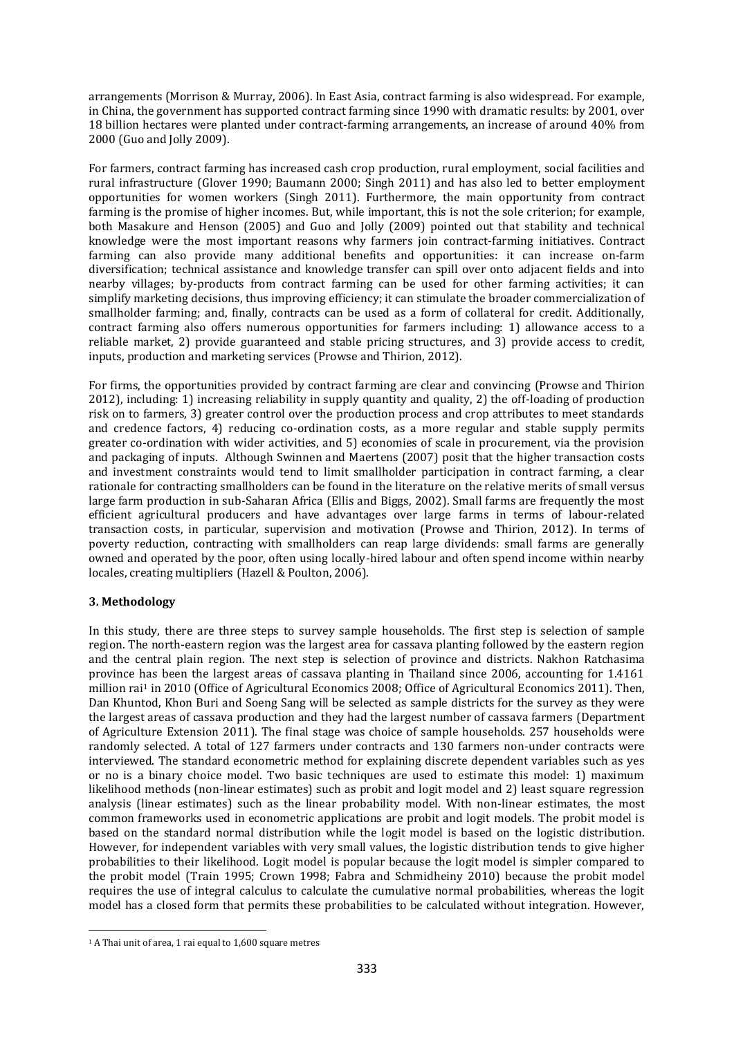arrangements (Morrison & Murray, 2006). In East Asia, contract farming is also widespread. For example, in China, the government has supported contract farming since 1990 with dramatic results: by 2001, over 18 billion hectares were planted under contract-farming arrangements, an increase of around 40% from 2000 (Guo and Jolly 2009).

For farmers, contract farming has increased cash crop production, rural employment, social facilities and rural infrastructure (Glover 1990; Baumann 2000; Singh 2011) and has also led to better employment opportunities for women workers (Singh 2011). Furthermore, the main opportunity from contract farming is the promise of higher incomes. But, while important, this is not the sole criterion; for example, both Masakure and Henson (2005) and Guo and Jolly (2009) pointed out that stability and technical knowledge were the most important reasons why farmers join contract-farming initiatives. Contract farming can also provide many additional benefits and opportunities: it can increase on-farm diversification; technical assistance and knowledge transfer can spill over onto adjacent fields and into nearby villages; by-products from contract farming can be used for other farming activities; it can simplify marketing decisions, thus improving efficiency; it can stimulate the broader commercialization of smallholder farming; and, finally, contracts can be used as a form of collateral for credit. Additionally, contract farming also offers numerous opportunities for farmers including: 1) allowance access to a reliable market, 2) provide guaranteed and stable pricing structures, and 3) provide access to credit, inputs, production and marketing services (Prowse and Thirion, 2012).

For firms, the opportunities provided by contract farming are clear and convincing (Prowse and Thirion 2012), including: 1) increasing reliability in supply quantity and quality, 2) the off-loading of production risk on to farmers, 3) greater control over the production process and crop attributes to meet standards and credence factors, 4) reducing co-ordination costs, as a more regular and stable supply permits greater co-ordination with wider activities, and 5) economies of scale in procurement, via the provision and packaging of inputs. Although Swinnen and Maertens (2007) posit that the higher transaction costs and investment constraints would tend to limit smallholder participation in contract farming, a clear rationale for contracting smallholders can be found in the literature on the relative merits of small versus large farm production in sub-Saharan Africa (Ellis and Biggs, 2002). Small farms are frequently the most efficient agricultural producers and have advantages over large farms in terms of labour-related transaction costs, in particular, supervision and motivation (Prowse and Thirion, 2012). In terms of poverty reduction, contracting with smallholders can reap large dividends: small farms are generally owned and operated by the poor, often using locally-hired labour and often spend income within nearby locales, creating multipliers (Hazell & Poulton, 2006).

## 3. Methodology

In this study, there are three steps to survey sample households. The first step is selection of sample region. The north-eastern region was the largest area for cassava planting followed by the eastern region and the central plain region. The next step is selection of province and districts. Nakhon Ratchasima province has been the largest areas of cassava planting in Thailand since 2006, accounting for 1.4161 million rai[1] in 2010 (Office of Agricultural Economics 2008; Office of Agricultural Economics 2011). Then, Dan Khuntod, Khon Buri and Soeng Sang will be selected as sample districts for the survey as they were the largest areas of cassava production and they had the largest number of cassava farmers (Department of Agriculture Extension 2011). The final stage was choice of sample households. 257 households were randomly selected. A total of 127 farmers under contracts and 130 farmers non-under contracts were interviewed. The standard econometric method for explaining discrete dependent variables such as yes or no is a binary choice model. Two basic techniques are used to estimate this model: 1) maximum likelihood methods (non-linear estimates) such as probit and logit model and 2) least square regression analysis (linear estimates) such as the linear probability model. With non-linear estimates, the most common frameworks used in econometric applications are probit and logit models. The probit model is based on the standard normal distribution while the logit model is based on the logistic distribution. However, for independent variables with very small values, the logistic distribution tends to give higher probabilities to their likelihood. Logit model is popular because the logit model is simpler compared to the probit model (Train 1995; Crown 1998; Fabra and Schmidheiny 2010) because the probit model requires the use of integral calculus to calculate the cumulative normal probabilities, whereas the logit model has a closed form that permits these probabilities to be calculated without integration. However,

[1] A Thai unit of area, 1 rai equal to 1,600 square metres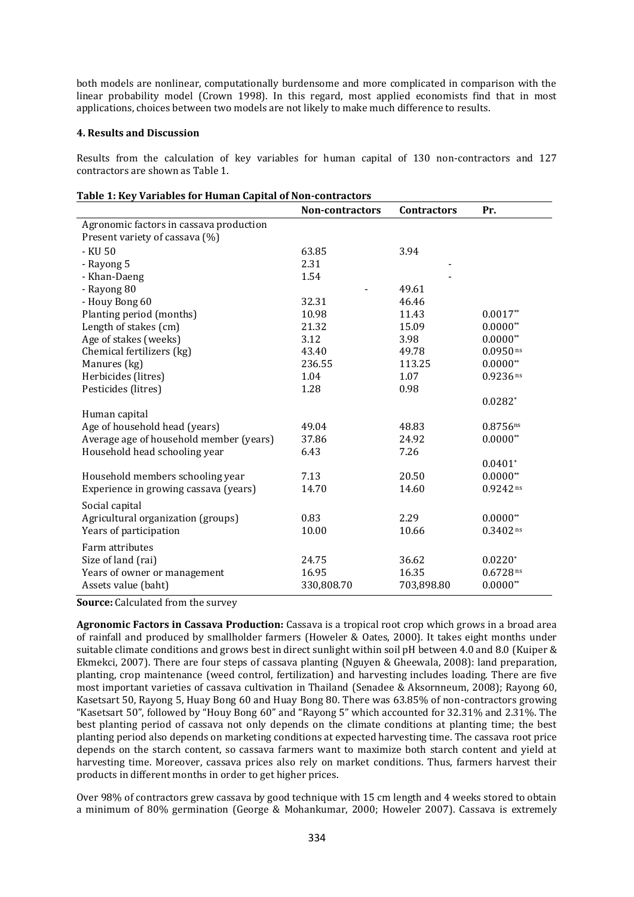both models are nonlinear, computationally burdensome and more complicated in comparison with the linear probability model (Crown 1998). In this regard, most applied economists find that in most applications, choices between two models are not likely to make much difference to results.

### 4. Results and Discussion

Results from the calculation of key variables for human capital of 130 non-contractors and 127 contractors are shown as Table 1.

**Table 1: Key Variables for Human Capital of Non-contractors**

| | Non-contractors | Contractors | Pr. |
|---|---|---|---|
| Agronomic factors in cassava production | | | |
| Present variety of cassava (%) | | | |
| - KU 50 | 63.85 | 3.94 | |
| - Rayong 5 | 2.31 | - | |
| - Khan-Daeng | 1.54 | - | |
| - Rayong 80 | - | 49.61 | |
| - Houy Bong 60 | 32.31 | 46.46 | |
| Planting period (months) | 10.98 | 11.43 | 0.0017** |
| Length of stakes (cm) | 21.32 | 15.09 | 0.0000** |
| Age of stakes (weeks) | 3.12 | 3.98 | 0.0000** |
| Chemical fertilizers (kg) | 43.40 | 49.78 | 0.0950 ns |
| Manures (kg) | 236.55 | 113.25 | 0.0000** |
| Herbicides (litres) | 1.04 | 1.07 | 0.9236 ns |
| Pesticides (litres) | 1.28 | 0.98 | 0.0282* |
| Human capital | | | |
| Age of household head (years) | 49.04 | 48.83 | 0.8756 ns |
| Average age of household member (years) | 37.86 | 24.92 | 0.0000** |
| Household head schooling year | 6.43 | 7.26 | 0.0401* |
| Household members schooling year | 7.13 | 20.50 | 0.0000** |
| Experience in growing cassava (years) | 14.70 | 14.60 | 0.9242 ns |
| Social capital | | | |
| Agricultural organization (groups) | 0.83 | 2.29 | 0.0000** |
| Years of participation | 10.00 | 10.66 | 0.3402 ns |
| Farm attributes | | | |
| Size of land (rai) | 24.75 | 36.62 | 0.0220* |
| Years of owner or management | 16.95 | 16.35 | 0.6728 ns |
| Assets value (baht) | 330,808.70 | 703,898.80 | 0.0000** |

**Source:** Calculated from the survey

**Agronomic Factors in Cassava Production:** Cassava is a tropical root crop which grows in a broad area of rainfall and produced by smallholder farmers (Howeler & Oates, 2000). It takes eight months under suitable climate conditions and grows best in direct sunlight within soil pH between 4.0 and 8.0 (Kuiper & Ekmekci, 2007). There are four steps of cassava planting (Nguyen & Gheewala, 2008): land preparation, planting, crop maintenance (weed control, fertilization) and harvesting includes loading. There are five most important varieties of cassava cultivation in Thailand (Senadee & Aksornneum, 2008); Rayong 60, Kasetsart 50, Rayong 5, Huay Bong 60 and Huay Bong 80. There was 63.85% of non-contractors growing "Kasetsart 50", followed by "Houy Bong 60" and "Rayong 5" which accounted for 32.31% and 2.31%. The best planting period of cassava not only depends on the climate conditions at planting time; the best planting period also depends on marketing conditions at expected harvesting time. The cassava root price depends on the starch content, so cassava farmers want to maximize both starch content and yield at harvesting time. Moreover, cassava prices also rely on market conditions. Thus, farmers harvest their products in different months in order to get higher prices.

Over 98% of contractors grew cassava by good technique with 15 cm length and 4 weeks stored to obtain a minimum of 80% germination (George & Mohankumar, 2000; Howeler 2007). Cassava is extremely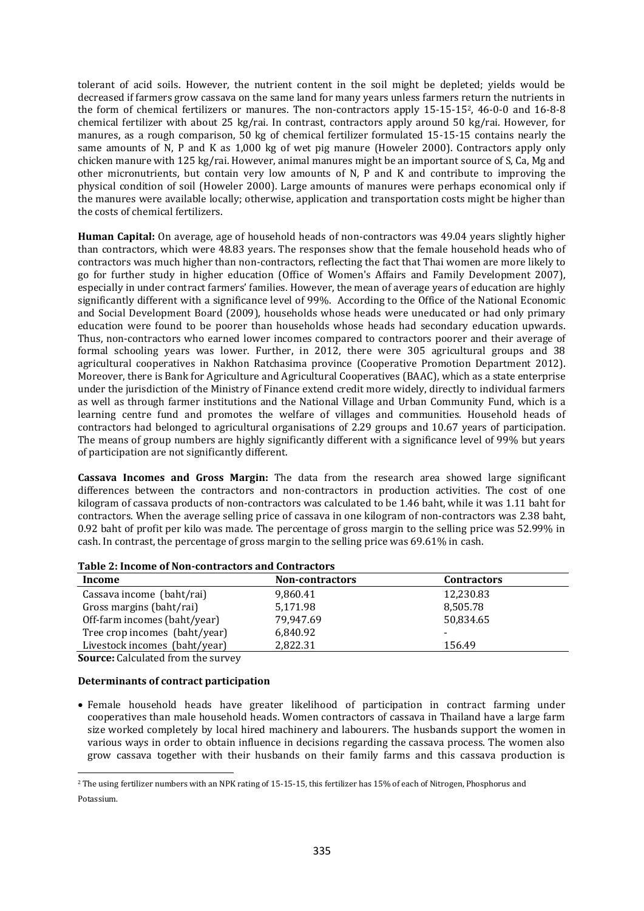tolerant of acid soils. However, the nutrient content in the soil might be depleted; yields would be decreased if farmers grow cassava on the same land for many years unless farmers return the nutrients in the form of chemical fertilizers or manures. The non-contractors apply 15-15-15[2], 46-0-0 and 16-8-8 chemical fertilizer with about 25 kg/rai. In contrast, contractors apply around 50 kg/rai. However, for manures, as a rough comparison, 50 kg of chemical fertilizer formulated 15-15-15 contains nearly the same amounts of N, P and K as 1,000 kg of wet pig manure (Howeler 2000). Contractors apply only chicken manure with 125 kg/rai. However, animal manures might be an important source of S, Ca, Mg and other micronutrients, but contain very low amounts of N, P and K and contribute to improving the physical condition of soil (Howeler 2000). Large amounts of manures were perhaps economical only if the manures were available locally; otherwise, application and transportation costs might be higher than the costs of chemical fertilizers.

**Human Capital:** On average, age of household heads of non-contractors was 49.04 years slightly higher than contractors, which were 48.83 years. The responses show that the female household heads who of contractors was much higher than non-contractors, reflecting the fact that Thai women are more likely to go for further study in higher education (Office of Women's Affairs and Family Development 2007), especially in under contract farmers' families. However, the mean of average years of education are highly significantly different with a significance level of 99%. According to the Office of the National Economic and Social Development Board (2009), households whose heads were uneducated or had only primary education were found to be poorer than households whose heads had secondary education upwards. Thus, non-contractors who earned lower incomes compared to contractors poorer and their average of formal schooling years was lower. Further, in 2012, there were 305 agricultural groups and 38 agricultural cooperatives in Nakhon Ratchasima province (Cooperative Promotion Department 2012). Moreover, there is Bank for Agriculture and Agricultural Cooperatives (BAAC), which as a state enterprise under the jurisdiction of the Ministry of Finance extend credit more widely, directly to individual farmers as well as through farmer institutions and the National Village and Urban Community Fund, which is a learning centre fund and promotes the welfare of villages and communities. Household heads of contractors had belonged to agricultural organisations of 2.29 groups and 10.67 years of participation. The means of group numbers are highly significantly different with a significance level of 99% but years of participation are not significantly different.

**Cassava Incomes and Gross Margin:** The data from the research area showed large significant differences between the contractors and non-contractors in production activities. The cost of one kilogram of cassava products of non-contractors was calculated to be 1.46 baht, while it was 1.11 baht for contractors. When the average selling price of cassava in one kilogram of non-contractors was 2.38 baht, 0.92 baht of profit per kilo was made. The percentage of gross margin to the selling price was 52.99% in cash. In contrast, the percentage of gross margin to the selling price was 69.61% in cash.

**Table 2: Income of Non-contractors and Contractors**

| Income | Non-contractors | Contractors |
|---|---|---|
| Cassava income (baht/rai) | 9,860.41 | 12,230.83 |
| Gross margins (baht/rai) | 5,171.98 | 8,505.78 |
| Off-farm incomes (baht/year) | 79,947.69 | 50,834.65 |
| Tree crop incomes (baht/year) | 6,840.92 | - |
| Livestock incomes (baht/year) | 2,822.31 | 156.49 |

**Source:** Calculated from the survey

### Determinants of contract participation

- Female household heads have greater likelihood of participation in contract farming under cooperatives than male household heads. Women contractors of cassava in Thailand have a large farm size worked completely by local hired machinery and labourers. The husbands support the women in various ways in order to obtain influence in decisions regarding the cassava process. The women also grow cassava together with their husbands on their family farms and this cassava production is

[2] The using fertilizer numbers with an NPK rating of 15-15-15, this fertilizer has 15% of each of Nitrogen, Phosphorus and Potassium.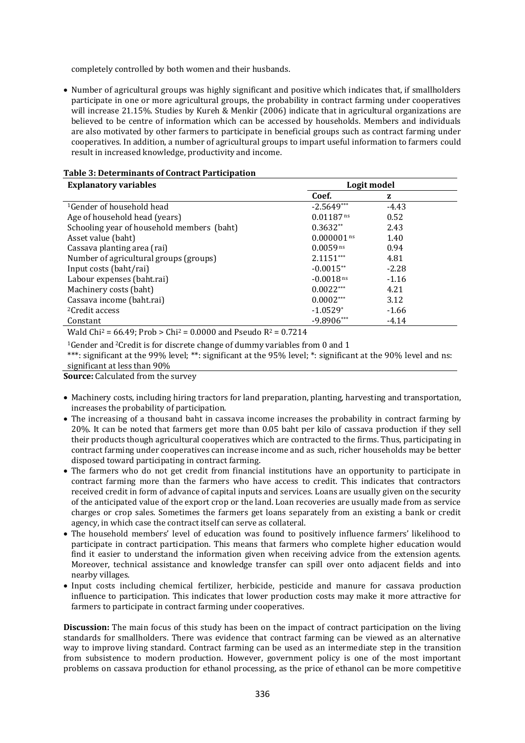completely controlled by both women and their husbands.

- Number of agricultural groups was highly significant and positive which indicates that, if smallholders participate in one or more agricultural groups, the probability in contract farming under cooperatives will increase 21.15%. Studies by Kureh & Menkir (2006) indicate that in agricultural organizations are believed to be centre of information which can be accessed by households. Members and individuals are also motivated by other farmers to participate in beneficial groups such as contract farming under cooperatives. In addition, a number of agricultural groups to impart useful information to farmers could result in increased knowledge, productivity and income.

**Table 3: Determinants of Contract Participation**

| Explanatory variables | Logit model | |
|---|---|---|
| | Coef. | z |
| [1]Gender of household head | -2.5649*** | -4.43 |
| Age of household head (years) | 0.01187 ns | 0.52 |
| Schooling year of household members (baht) | 0.3632** | 2.43 |
| Asset value (baht) | 0.000001 ns | 1.40 |
| Cassava planting area (rai) | 0.0059 ns | 0.94 |
| Number of agricultural groups (groups) | 2.1151*** | 4.81 |
| Input costs (baht/rai) | -0.0015** | -2.28 |
| Labour expenses (baht.rai) | -0.0018 ns | -1.16 |
| Machinery costs (baht) | 0.0022*** | 4.21 |
| Cassava income (baht.rai) | 0.0002*** | 3.12 |
| [2]Credit access | -1.0529* | -1.66 |
| Constant | -9.8906*** | -4.14 |

Wald $Chi^2 = 66.49$; Prob > $Chi^2 = 0.0000$ and Pseudo $R^2 = 0.7214$

[1]Gender and [2]Credit is for discrete change of dummy variables from 0 and 1

***: significant at the 99% level; **: significant at the 95% level; *: significant at the 90% level and ns: significant at less than 90%

**Source:** Calculated from the survey

- Machinery costs, including hiring tractors for land preparation, planting, harvesting and transportation, increases the probability of participation.
- The increasing of a thousand baht in cassava income increases the probability in contract farming by 20%. It can be noted that farmers get more than 0.05 baht per kilo of cassava production if they sell their products though agricultural cooperatives which are contracted to the firms. Thus, participating in contract farming under cooperatives can increase income and as such, richer households may be better disposed toward participating in contract farming.
- The farmers who do not get credit from financial institutions have an opportunity to participate in contract farming more than the farmers who have access to credit. This indicates that contractors received credit in form of advance of capital inputs and services. Loans are usually given on the security of the anticipated value of the export crop or the land. Loan recoveries are usually made from as service charges or crop sales. Sometimes the farmers get loans separately from an existing a bank or credit agency, in which case the contract itself can serve as collateral.
- The household members' level of education was found to positively influence farmers' likelihood to participate in contract participation. This means that farmers who complete higher education would find it easier to understand the information given when receiving advice from the extension agents. Moreover, technical assistance and knowledge transfer can spill over onto adjacent fields and into nearby villages.
- Input costs including chemical fertilizer, herbicide, pesticide and manure for cassava production influence to participation. This indicates that lower production costs may make it more attractive for farmers to participate in contract farming under cooperatives.

**Discussion:** The main focus of this study has been on the impact of contract participation on the living standards for smallholders. There was evidence that contract farming can be viewed as an alternative way to improve living standard. Contract farming can be used as an intermediate step in the transition from subsistence to modern production. However, government policy is one of the most important problems on cassava production for ethanol processing, as the price of ethanol can be more competitive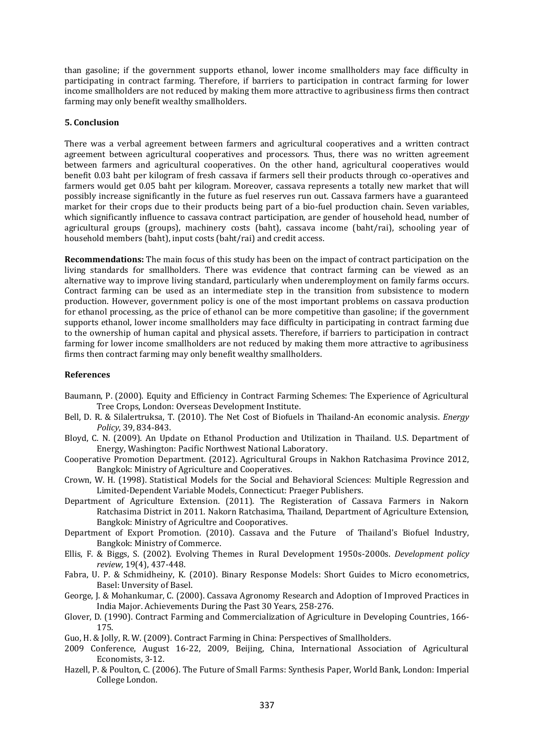than gasoline; if the government supports ethanol, lower income smallholders may face difficulty in participating in contract farming. Therefore, if barriers to participation in contract farming for lower income smallholders are not reduced by making them more attractive to agribusiness firms then contract farming may only benefit wealthy smallholders.

### 5. Conclusion

There was a verbal agreement between farmers and agricultural cooperatives and a written contract agreement between agricultural cooperatives and processors. Thus, there was no written agreement between farmers and agricultural cooperatives. On the other hand, agricultural cooperatives would benefit 0.03 baht per kilogram of fresh cassava if farmers sell their products through co-operatives and farmers would get 0.05 baht per kilogram. Moreover, cassava represents a totally new market that will possibly increase significantly in the future as fuel reserves run out. Cassava farmers have a guaranteed market for their crops due to their products being part of a bio-fuel production chain. Seven variables, which significantly influence to cassava contract participation, are gender of household head, number of agricultural groups (groups), machinery costs (baht), cassava income (baht/rai), schooling year of household members (baht), input costs (baht/rai) and credit access.

**Recommendations:** The main focus of this study has been on the impact of contract participation on the living standards for smallholders. There was evidence that contract farming can be viewed as an alternative way to improve living standard, particularly when underemployment on family farms occurs. Contract farming can be used as an intermediate step in the transition from subsistence to modern production. However, government policy is one of the most important problems on cassava production for ethanol processing, as the price of ethanol can be more competitive than gasoline; if the government supports ethanol, lower income smallholders may face difficulty in participating in contract farming due to the ownership of human capital and physical assets. Therefore, if barriers to participation in contract farming for lower income smallholders are not reduced by making them more attractive to agribusiness firms then contract farming may only benefit wealthy smallholders.

### References

Baumann, P. (2000). Equity and Efficiency in Contract Farming Schemes: The Experience of Agricultural Tree Crops, London: Overseas Development Institute.

Bell, D. R. & Silalertruksa, T. (2010). The Net Cost of Biofuels in Thailand-An economic analysis. *Energy Policy*, 39, 834-843.

Bloyd, C. N. (2009). An Update on Ethanol Production and Utilization in Thailand. U.S. Department of Energy, Washington: Pacific Northwest National Laboratory.

Cooperative Promotion Department. (2012). Agricultural Groups in Nakhon Ratchasima Province 2012, Bangkok: Ministry of Agriculture and Cooperatives.

Crown, W. H. (1998). Statistical Models for the Social and Behavioral Sciences: Multiple Regression and Limited-Dependent Variable Models, Connecticut: Praeger Publishers.

Department of Agriculture Extension. (2011). The Registeration of Cassava Farmers in Nakorn Ratchasima District in 2011. Nakorn Ratchasima, Thailand, Department of Agriculture Extension, Bangkok: Ministry of Agricultre and Cooporatives.

Department of Export Promotion. (2010). Cassava and the Future of Thailand's Biofuel Industry, Bangkok: Ministry of Commerce.

Ellis, F. & Biggs, S. (2002). Evolving Themes in Rural Development 1950s-2000s. *Development policy review*, 19(4), 437-448.

Fabra, U. P. & Schmidheiny, K. (2010). Binary Response Models: Short Guides to Micro econometrics, Basel: Unversity of Basel.

George, J. & Mohankumar, C. (2000). Cassava Agronomy Research and Adoption of Improved Practices in India Major. Achievements During the Past 30 Years, 258-276.

Glover, D. (1990). Contract Farming and Commercialization of Agriculture in Developing Countries, 166-175.

Guo, H. & Jolly, R. W. (2009). Contract Farming in China: Perspectives of Smallholders.

2009 Conference, August 16-22, 2009, Beijing, China, International Association of Agricultural Economists, 3-12.

Hazell, P. & Poulton, C. (2006). The Future of Small Farms: Synthesis Paper, World Bank, London: Imperial College London.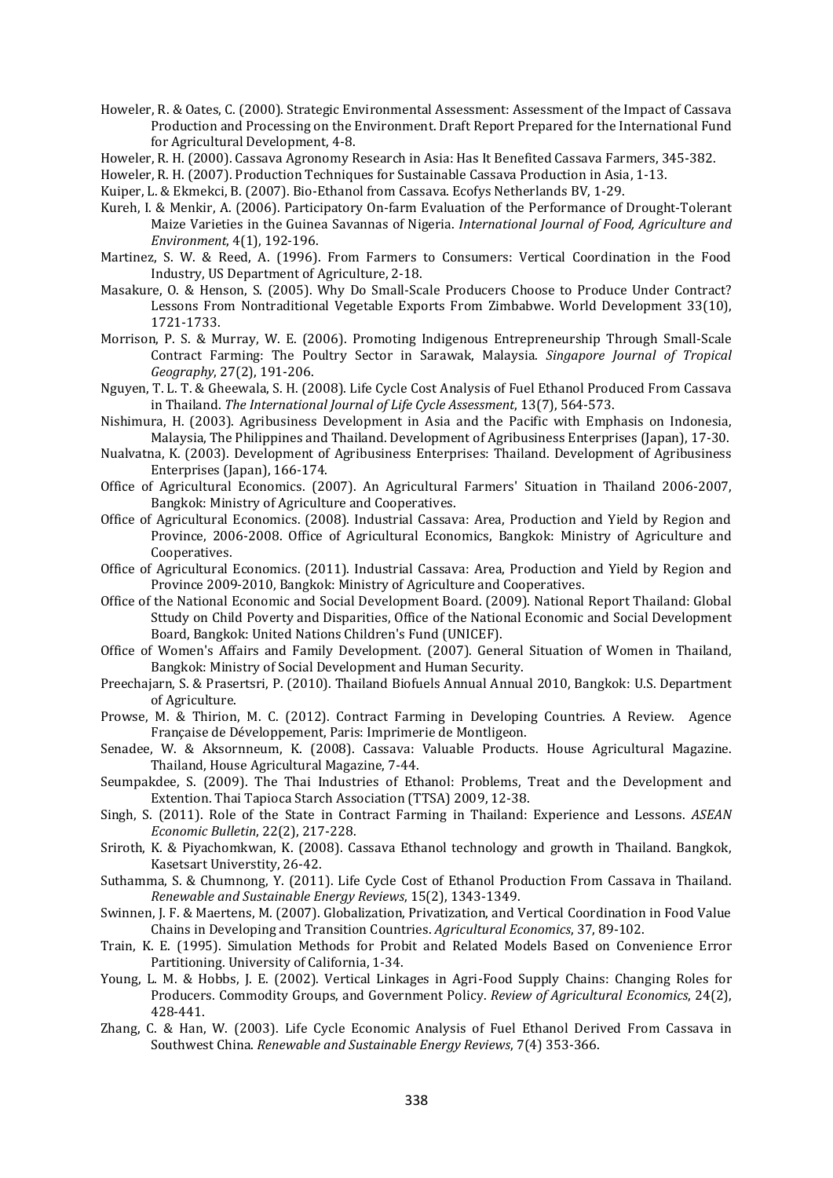Howeler, R. & Oates, C. (2000). Strategic Environmental Assessment: Assessment of the Impact of Cassava Production and Processing on the Environment. Draft Report Prepared for the International Fund for Agricultural Development, 4-8.

Howeler, R. H. (2000). Cassava Agronomy Research in Asia: Has It Benefited Cassava Farmers, 345-382.

Howeler, R. H. (2007). Production Techniques for Sustainable Cassava Production in Asia, 1-13.

Kuiper, L. & Ekmekci, B. (2007). Bio-Ethanol from Cassava. Ecofys Netherlands BV, 1-29.

Kureh, I. & Menkir, A. (2006). Participatory On-farm Evaluation of the Performance of Drought-Tolerant Maize Varieties in the Guinea Savannas of Nigeria. *International Journal of Food, Agriculture and Environment*, 4(1), 192-196.

Martinez, S. W. & Reed, A. (1996). From Farmers to Consumers: Vertical Coordination in the Food Industry, US Department of Agriculture, 2-18.

Masakure, O. & Henson, S. (2005). Why Do Small-Scale Producers Choose to Produce Under Contract? Lessons From Nontraditional Vegetable Exports From Zimbabwe. World Development 33(10), 1721-1733.

Morrison, P. S. & Murray, W. E. (2006). Promoting Indigenous Entrepreneurship Through Small-Scale Contract Farming: The Poultry Sector in Sarawak, Malaysia. *Singapore Journal of Tropical Geography*, 27(2), 191-206.

Nguyen, T. L. T. & Gheewala, S. H. (2008). Life Cycle Cost Analysis of Fuel Ethanol Produced From Cassava in Thailand. *The International Journal of Life Cycle Assessment*, 13(7), 564-573.

Nishimura, H. (2003). Agribusiness Development in Asia and the Pacific with Emphasis on Indonesia, Malaysia, The Philippines and Thailand. Development of Agribusiness Enterprises (Japan), 17-30.

Nualvatna, K. (2003). Development of Agribusiness Enterprises: Thailand. Development of Agribusiness Enterprises (Japan), 166-174.

Office of Agricultural Economics. (2007). An Agricultural Farmers' Situation in Thailand 2006-2007, Bangkok: Ministry of Agriculture and Cooperatives.

Office of Agricultural Economics. (2008). Industrial Cassava: Area, Production and Yield by Region and Province, 2006-2008. Office of Agricultural Economics, Bangkok: Ministry of Agriculture and Cooperatives.

Office of Agricultural Economics. (2011). Industrial Cassava: Area, Production and Yield by Region and Province 2009-2010, Bangkok: Ministry of Agriculture and Cooperatives.

Office of the National Economic and Social Development Board. (2009). National Report Thailand: Global Sttudy on Child Poverty and Disparities, Office of the National Economic and Social Development Board, Bangkok: United Nations Children's Fund (UNICEF).

Office of Women's Affairs and Family Development. (2007). General Situation of Women in Thailand, Bangkok: Ministry of Social Development and Human Security.

Preechajarn, S. & Prasertsri, P. (2010). Thailand Biofuels Annual Annual 2010, Bangkok: U.S. Department of Agriculture.

Prowse, M. & Thirion, M. C. (2012). Contract Farming in Developing Countries. A Review. Agence Française de Développement, Paris: Imprimerie de Montligeon.

Senadee, W. & Aksornneum, K. (2008). Cassava: Valuable Products. House Agricultural Magazine. Thailand, House Agricultural Magazine, 7-44.

Seumpakdee, S. (2009). The Thai Industries of Ethanol: Problems, Treat and the Development and Extention. Thai Tapioca Starch Association (TTSA) 2009, 12-38.

Singh, S. (2011). Role of the State in Contract Farming in Thailand: Experience and Lessons. *ASEAN Economic Bulletin*, 22(2), 217-228.

Sriroth, K. & Piyachomkwan, K. (2008). Cassava Ethanol technology and growth in Thailand. Bangkok, Kasetsart Universtity, 26-42.

Suthamma, S. & Chumnong, Y. (2011). Life Cycle Cost of Ethanol Production From Cassava in Thailand. *Renewable and Sustainable Energy Reviews*, 15(2), 1343-1349.

Swinnen, J. F. & Maertens, M. (2007). Globalization, Privatization, and Vertical Coordination in Food Value Chains in Developing and Transition Countries. *Agricultural Economics*, 37, 89-102.

Train, K. E. (1995). Simulation Methods for Probit and Related Models Based on Convenience Error Partitioning. University of California, 1-34.

Young, L. M. & Hobbs, J. E. (2002). Vertical Linkages in Agri-Food Supply Chains: Changing Roles for Producers. Commodity Groups, and Government Policy. *Review of Agricultural Economics*, 24(2), 428-441.

Zhang, C. & Han, W. (2003). Life Cycle Economic Analysis of Fuel Ethanol Derived From Cassava in Southwest China. *Renewable and Sustainable Energy Reviews*, 7(4) 353-366.